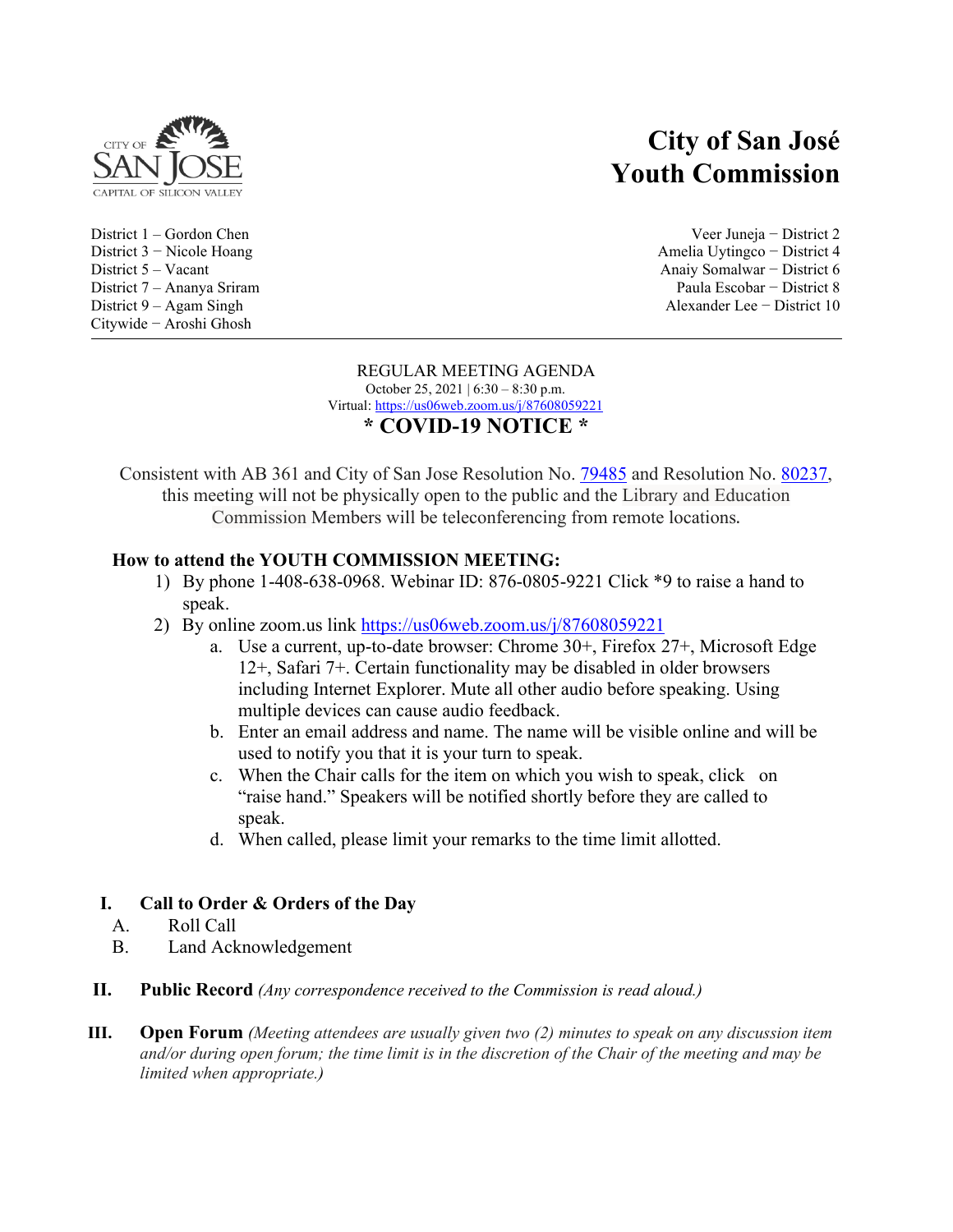CITY OF SAN JOSE
CAPITAL OF SILICON VALLEY

# City of San José Youth Commission

District 1 – Gordon Chen
District 3 − Nicole Hoang
District 5 – Vacant
District 7 – Ananya Sriram
District 9 – Agam Singh
Citywide − Aroshi Ghosh

Veer Juneja − District 2
Amelia Uytingco − District 4
Anaiy Somalwar − District 6
Paula Escobar − District 8
Alexander Lee − District 10

---

REGULAR MEETING AGENDA
October 25, 2021 | 6:30 – 8:30 p.m.
Virtual: https://us06web.zoom.us/j/87608059221

## * COVID-19 NOTICE *

Consistent with AB 361 and City of San Jose Resolution No. 79485 and Resolution No. 80237, this meeting will not be physically open to the public and the Library and Education Commission Members will be teleconferencing from remote locations.

**How to attend the YOUTH COMMISSION MEETING:**

1) By phone 1-408-638-0968. Webinar ID: 876-0805-9221 Click *9 to raise a hand to speak.
2) By online zoom.us link https://us06web.zoom.us/j/87608059221
   a. Use a current, up-to-date browser: Chrome 30+, Firefox 27+, Microsoft Edge 12+, Safari 7+. Certain functionality may be disabled in older browsers including Internet Explorer. Mute all other audio before speaking. Using multiple devices can cause audio feedback.
   b. Enter an email address and name. The name will be visible online and will be used to notify you that it is your turn to speak.
   c. When the Chair calls for the item on which you wish to speak, click on "raise hand." Speakers will be notified shortly before they are called to speak.
   d. When called, please limit your remarks to the time limit allotted.

**I. Call to Order & Orders of the Day**

A. Roll Call
B. Land Acknowledgement

**II. Public Record** *(Any correspondence received to the Commission is read aloud.)*

**III. Open Forum** *(Meeting attendees are usually given two (2) minutes to speak on any discussion item and/or during open forum; the time limit is in the discretion of the Chair of the meeting and may be limited when appropriate.)*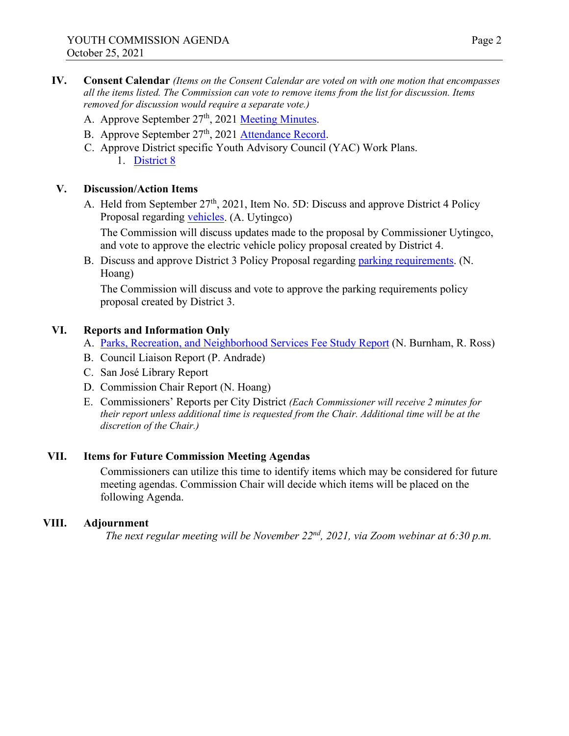## IV. Consent Calendar

*(Items on the Consent Calendar are voted on with one motion that encompasses all the items listed. The Commission can vote to remove items from the list for discussion. Items removed for discussion would require a separate vote.)*

A. Approve September 27th, 2021 Meeting Minutes.

B. Approve September 27th, 2021 Attendance Record.

C. Approve District specific Youth Advisory Council (YAC) Work Plans.

1. District 8

## V. Discussion/Action Items

A. Held from September 27th, 2021, Item No. 5D: Discuss and approve District 4 Policy Proposal regarding vehicles. (A. Uytingco)

The Commission will discuss updates made to the proposal by Commissioner Uytingco, and vote to approve the electric vehicle policy proposal created by District 4.

B. Discuss and approve District 3 Policy Proposal regarding parking requirements. (N. Hoang)

The Commission will discuss and vote to approve the parking requirements policy proposal created by District 3.

## VI. Reports and Information Only

A. Parks, Recreation, and Neighborhood Services Fee Study Report (N. Burnham, R. Ross)

B. Council Liaison Report (P. Andrade)

C. San José Library Report

D. Commission Chair Report (N. Hoang)

E. Commissioners' Reports per City District *(Each Commissioner will receive 2 minutes for their report unless additional time is requested from the Chair. Additional time will be at the discretion of the Chair.)*

## VII. Items for Future Commission Meeting Agendas

Commissioners can utilize this time to identify items which may be considered for future meeting agendas. Commission Chair will decide which items will be placed on the following Agenda.

## VIII. Adjournment

*The next regular meeting will be November 22nd, 2021, via Zoom webinar at 6:30 p.m.*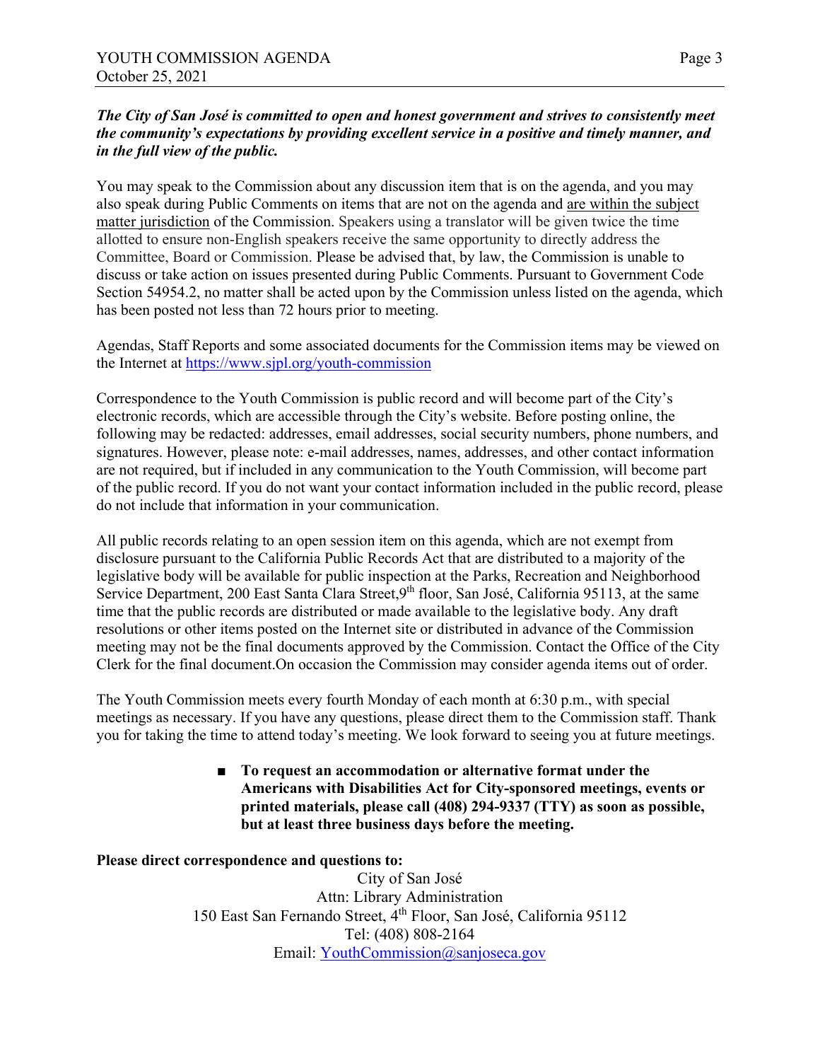***The City of San José is committed to open and honest government and strives to consistently meet the community's expectations by providing excellent service in a positive and timely manner, and in the full view of the public.***

You may speak to the Commission about any discussion item that is on the agenda, and you may also speak during Public Comments on items that are not on the agenda and <u>are within the subject matter jurisdiction</u> of the Commission. Speakers using a translator will be given twice the time allotted to ensure non-English speakers receive the same opportunity to directly address the Committee, Board or Commission. Please be advised that, by law, the Commission is unable to discuss or take action on issues presented during Public Comments. Pursuant to Government Code Section 54954.2, no matter shall be acted upon by the Commission unless listed on the agenda, which has been posted not less than 72 hours prior to meeting.

Agendas, Staff Reports and some associated documents for the Commission items may be viewed on the Internet at https://www.sjpl.org/youth-commission

Correspondence to the Youth Commission is public record and will become part of the City's electronic records, which are accessible through the City's website. Before posting online, the following may be redacted: addresses, email addresses, social security numbers, phone numbers, and signatures. However, please note: e-mail addresses, names, addresses, and other contact information are not required, but if included in any communication to the Youth Commission, will become part of the public record. If you do not want your contact information included in the public record, please do not include that information in your communication.

All public records relating to an open session item on this agenda, which are not exempt from disclosure pursuant to the California Public Records Act that are distributed to a majority of the legislative body will be available for public inspection at the Parks, Recreation and Neighborhood Service Department, 200 East Santa Clara Street, 9th floor, San José, California 95113, at the same time that the public records are distributed or made available to the legislative body. Any draft resolutions or other items posted on the Internet site or distributed in advance of the Commission meeting may not be the final documents approved by the Commission. Contact the Office of the City Clerk for the final document.On occasion the Commission may consider agenda items out of order.

The Youth Commission meets every fourth Monday of each month at 6:30 p.m., with special meetings as necessary. If you have any questions, please direct them to the Commission staff. Thank you for taking the time to attend today's meeting. We look forward to seeing you at future meetings.

- **To request an accommodation or alternative format under the Americans with Disabilities Act for City-sponsored meetings, events or printed materials, please call (408) 294-9337 (TTY) as soon as possible, but at least three business days before the meeting.**

**Please direct correspondence and questions to:**

City of San José
Attn: Library Administration
150 East San Fernando Street, 4th Floor, San José, California 95112
Tel: (408) 808-2164
Email: YouthCommission@sanjoseca.gov